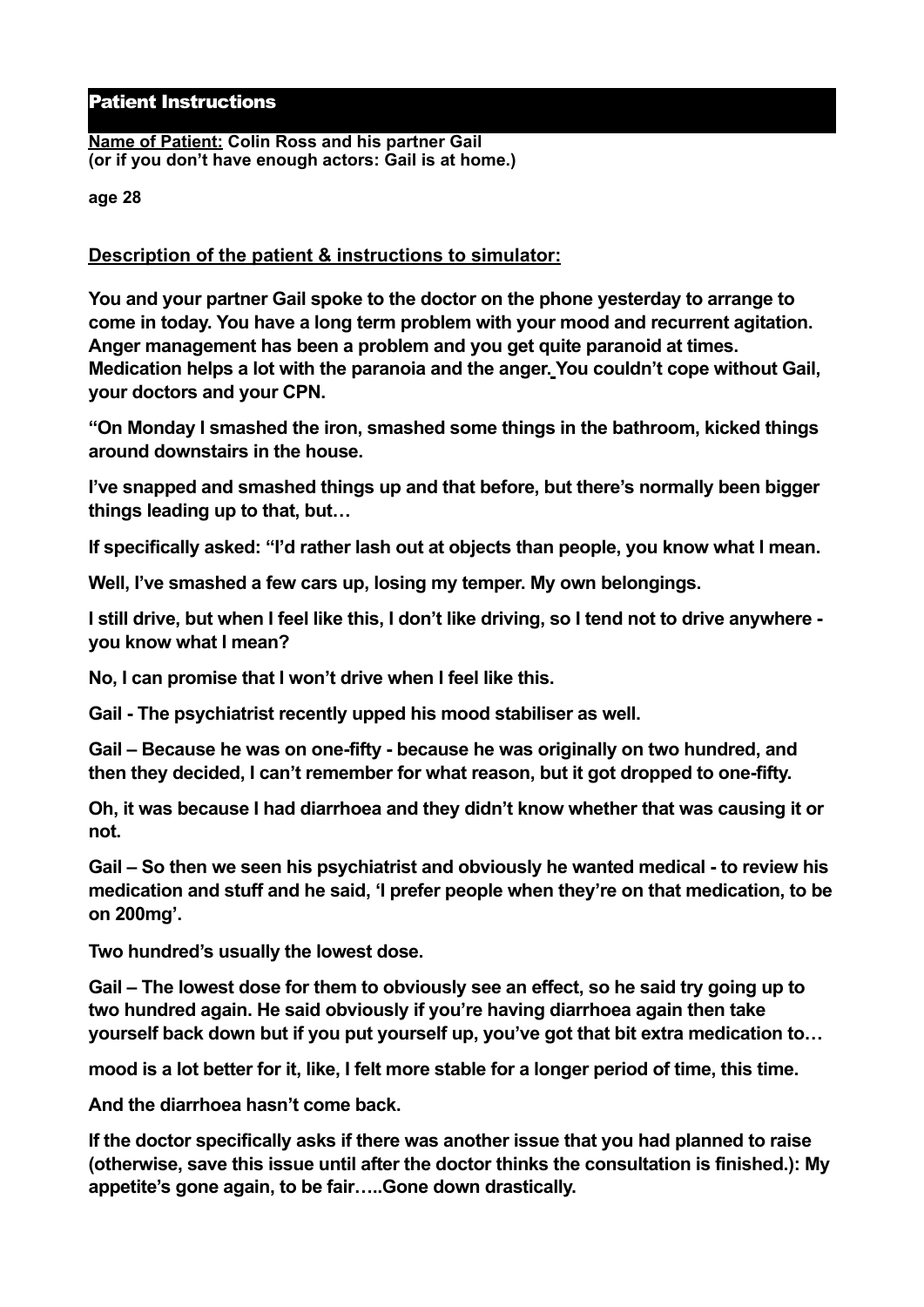# Patient Instructions

**Name of Patient:** **Colin Ross and his partner Gail (or if you don't have enough actors: Gail is at home.)**

**age 28**

**Description of the patient & instructions to simulator:**

**You and your partner Gail spoke to the doctor on the phone yesterday to arrange to come in today. You have a long term problem with your mood and recurrent agitation. Anger management has been a problem and you get quite paranoid at times. Medication helps a lot with the paranoia and the anger. You couldn't cope without Gail, your doctors and your CPN.**

**"On Monday I smashed the iron, smashed some things in the bathroom, kicked things around downstairs in the house.**

**I've snapped and smashed things up and that before, but there's normally been bigger things leading up to that, but…**

**If specifically asked: "I'd rather lash out at objects than people, you know what I mean.**

**Well, I've smashed a few cars up, losing my temper. My own belongings.**

**I still drive, but when I feel like this, I don't like driving, so I tend not to drive anywhere - you know what I mean?**

**No, I can promise that I won't drive when I feel like this.**

**Gail - The psychiatrist recently upped his mood stabiliser as well.**

**Gail – Because he was on one-fifty - because he was originally on two hundred, and then they decided, I can't remember for what reason, but it got dropped to one-fifty.**

**Oh, it was because I had diarrhoea and they didn't know whether that was causing it or not.**

**Gail – So then we seen his psychiatrist and obviously he wanted medical - to review his medication and stuff and he said, 'I prefer people when they're on that medication, to be on 200mg'.**

**Two hundred's usually the lowest dose.**

**Gail – The lowest dose for them to obviously see an effect, so he said try going up to two hundred again. He said obviously if you're having diarrhoea again then take yourself back down but if you put yourself up, you've got that bit extra medication to…**

**mood is a lot better for it, like, I felt more stable for a longer period of time, this time.**

**And the diarrhoea hasn't come back.**

**If the doctor specifically asks if there was another issue that you had planned to raise (otherwise, save this issue until after the doctor thinks the consultation is finished.): My appetite's gone again, to be fair…..Gone down drastically.**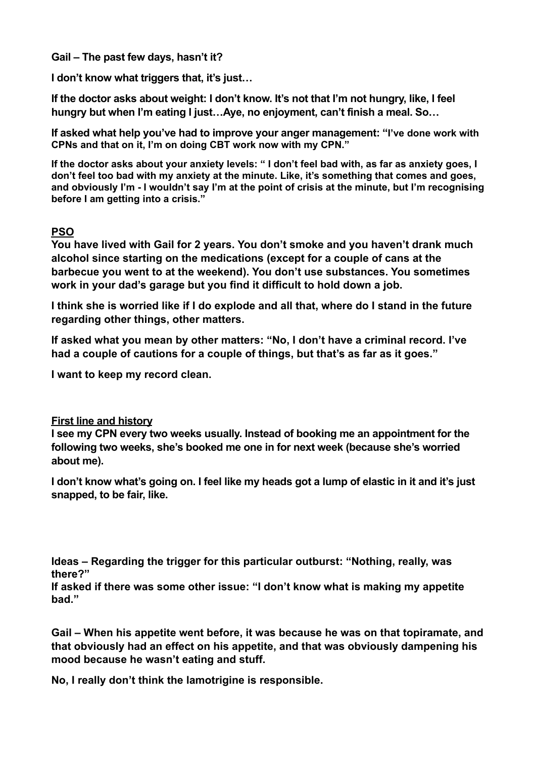**Gail – The past few days, hasn't it?**

**I don't know what triggers that, it's just…**

**If the doctor asks about weight: I don't know. It's not that I'm not hungry, like, I feel hungry but when I'm eating I just…Aye, no enjoyment, can't finish a meal. So…**

**If asked what help you've had to improve your anger management: "I've done work with CPNs and that on it, I'm on doing CBT work now with my CPN."**

**If the doctor asks about your anxiety levels: " I don't feel bad with, as far as anxiety goes, I don't feel too bad with my anxiety at the minute. Like, it's something that comes and goes, and obviously I'm - I wouldn't say I'm at the point of crisis at the minute, but I'm recognising before I am getting into a crisis."**

## PSO

**You have lived with Gail for 2 years. You don't smoke and you haven't drank much alcohol since starting on the medications (except for a couple of cans at the barbecue you went to at the weekend). You don't use substances. You sometimes work in your dad's garage but you find it difficult to hold down a job.**

**I think she is worried like if I do explode and all that, where do I stand in the future regarding other things, other matters.**

**If asked what you mean by other matters: "No, I don't have a criminal record. I've had a couple of cautions for a couple of things, but that's as far as it goes."**

**I want to keep my record clean.**

## First line and history

**I see my CPN every two weeks usually. Instead of booking me an appointment for the following two weeks, she's booked me one in for next week (because she's worried about me).**

**I don't know what's going on. I feel like my heads got a lump of elastic in it and it's just snapped, to be fair, like.**

**Ideas – Regarding the trigger for this particular outburst: "Nothing, really, was there?"**
**If asked if there was some other issue: "I don't know what is making my appetite bad."**

**Gail – When his appetite went before, it was because he was on that topiramate, and that obviously had an effect on his appetite, and that was obviously dampening his mood because he wasn't eating and stuff.**

**No, I really don't think the lamotrigine is responsible.**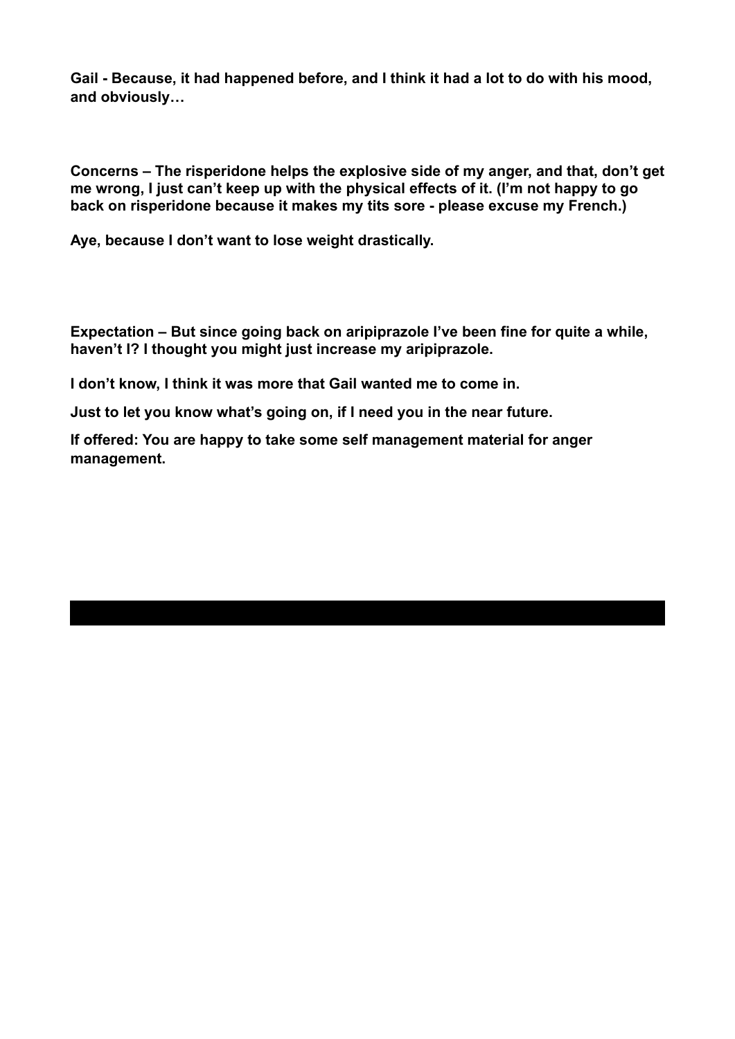**Gail - Because, it had happened before, and I think it had a lot to do with his mood, and obviously…**

**Concerns – The risperidone helps the explosive side of my anger, and that, don't get me wrong, I just can't keep up with the physical effects of it. (I'm not happy to go back on risperidone because it makes my tits sore - please excuse my French.)**

**Aye, because I don't want to lose weight drastically.**

**Expectation – But since going back on aripiprazole I've been fine for quite a while, haven't I? I thought you might just increase my aripiprazole.**

**I don't know, I think it was more that Gail wanted me to come in.**

**Just to let you know what's going on, if I need you in the near future.**

**If offered: You are happy to take some self management material for anger management.**